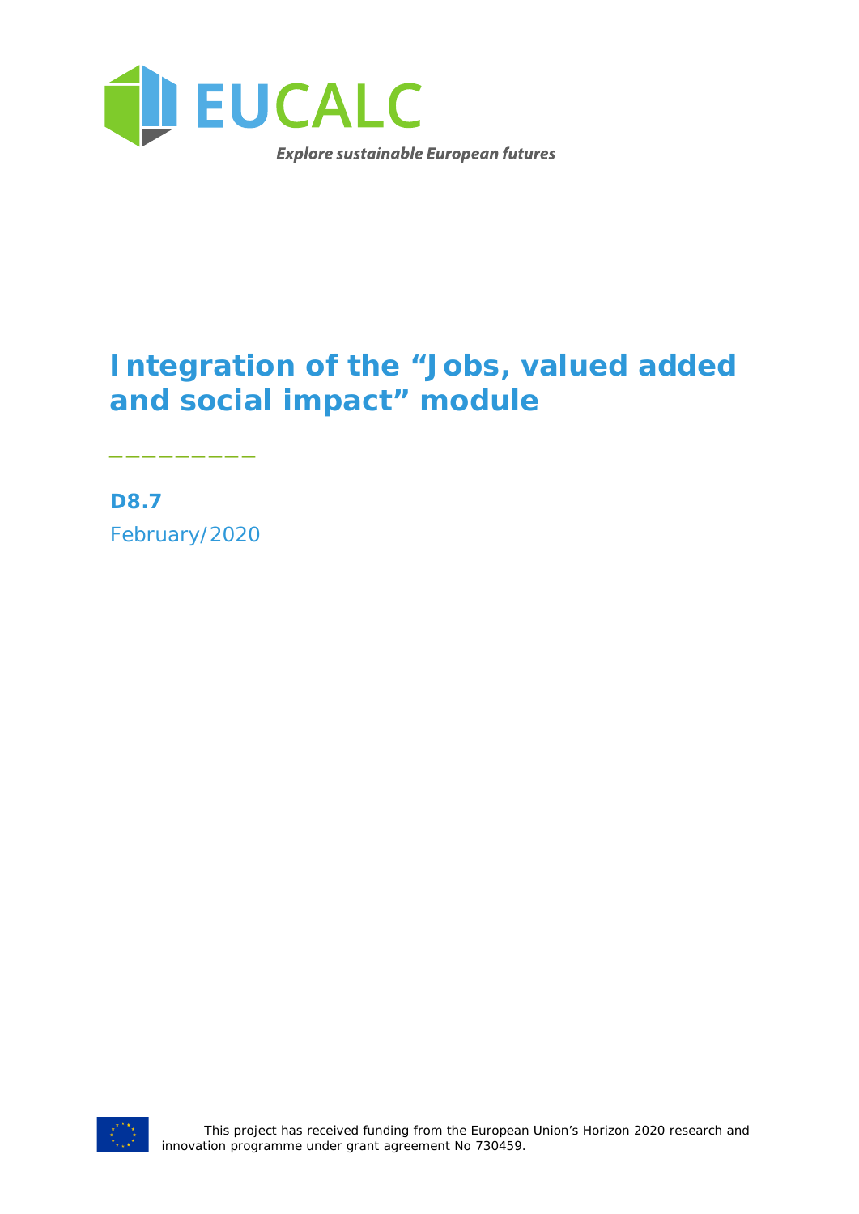EUCALC

*Explore sustainable European futures*

# Integration of the "Jobs, valued added and social impact" module

**D8.7**

February/2020

This project has received funding from the European Union's Horizon 2020 research and innovation programme under grant agreement No 730459.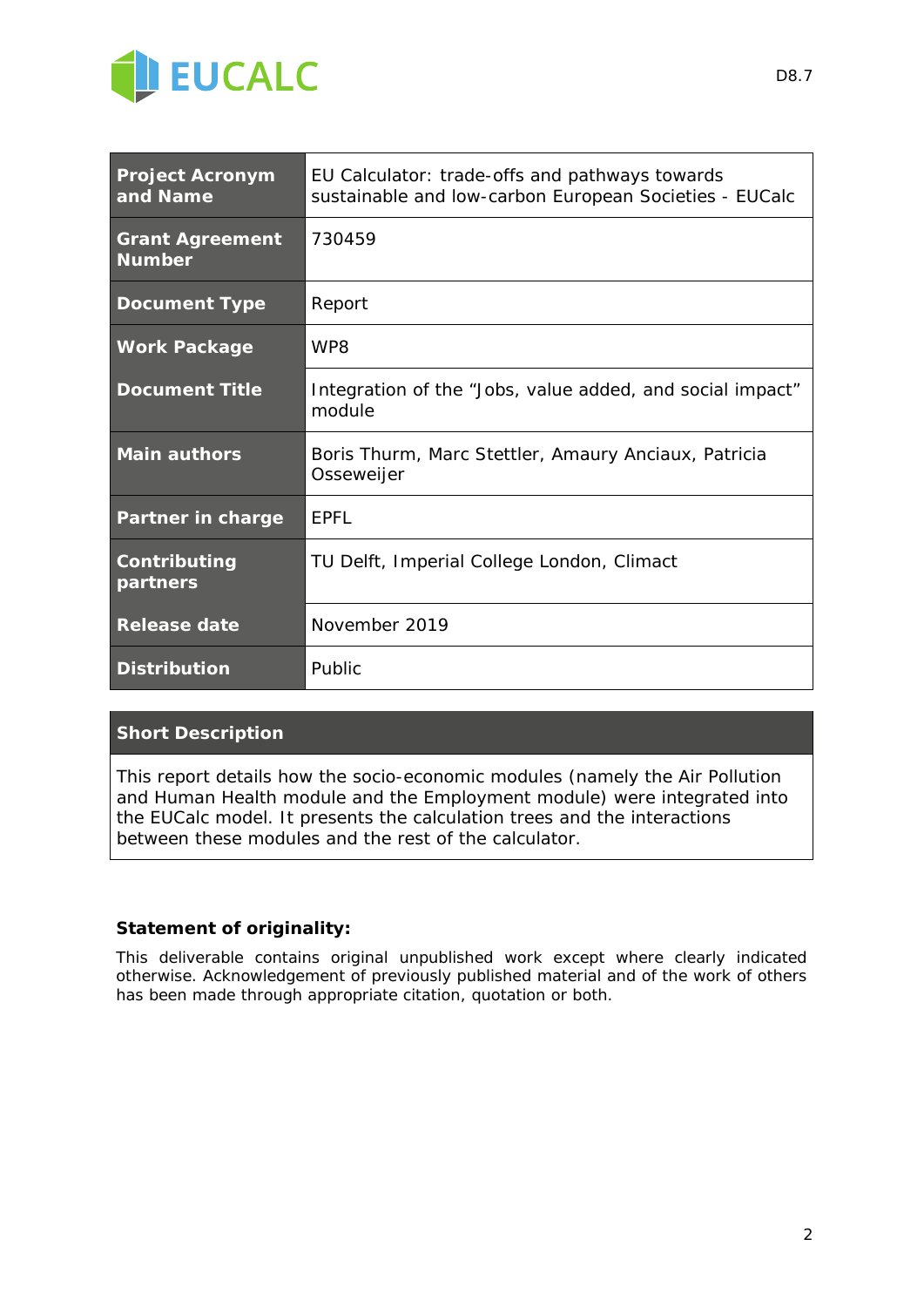| Project Acronym and Name | EU Calculator: trade-offs and pathways towards sustainable and low-carbon European Societies - EUCalc |
| --- | --- |
| Grant Agreement Number | 730459 |
| Document Type | Report |
| Work Package | WP8 |
| Document Title | Integration of the “Jobs, value added, and social impact” module |
| Main authors | Boris Thurm, Marc Stettler, Amaury Anciaux, Patricia Osseweijer |
| Partner in charge | EPFL |
| Contributing partners | TU Delft, Imperial College London, Climact |
| Release date | November 2019 |
| Distribution | Public |

| Short Description |
| --- |
| This report details how the socio-economic modules (namely the Air Pollution and Human Health module and the Employment module) were integrated into the EUCalc model. It presents the calculation trees and the interactions between these modules and the rest of the calculator. |

**Statement of originality:**

This deliverable contains original unpublished work except where clearly indicated otherwise. Acknowledgement of previously published material and of the work of others has been made through appropriate citation, quotation or both.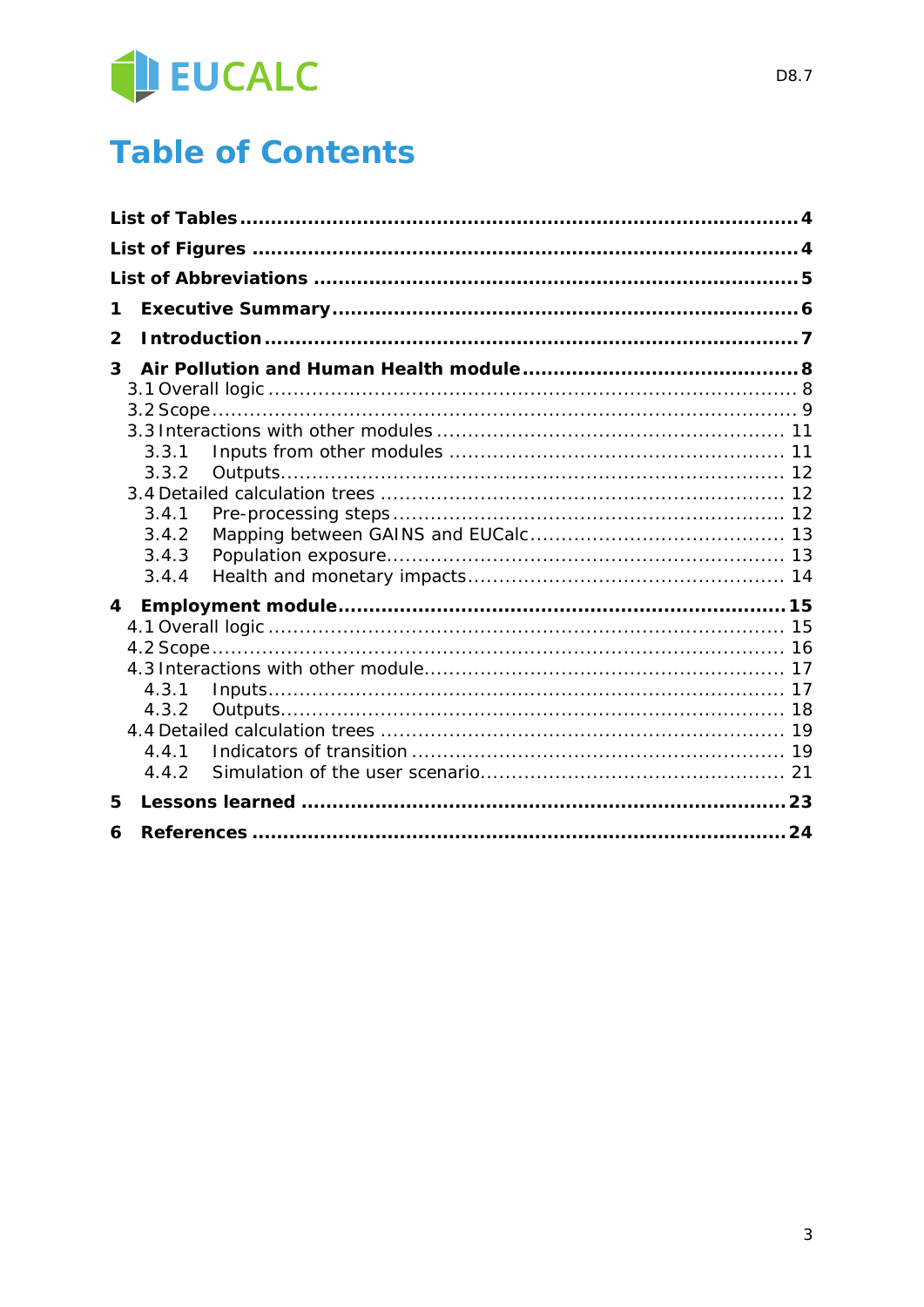# Table of Contents

**List of Tables** .......... 4

**List of Figures** .......... 4

**List of Abbreviations** .......... 5

**1 Executive Summary** .......... 6

**2 Introduction** .......... 7

**3 Air Pollution and Human Health module** .......... 8

- 3.1 Overall logic .......... 8
- 3.2 Scope .......... 9
- 3.3 Interactions with other modules .......... 11
  - 3.3.1 Inputs from other modules .......... 11
  - 3.3.2 Outputs .......... 12
- 3.4 Detailed calculation trees .......... 12
  - 3.4.1 Pre-processing steps .......... 12
  - 3.4.2 Mapping between GAINS and EUCalc .......... 13
  - 3.4.3 Population exposure .......... 13
  - 3.4.4 Health and monetary impacts .......... 14

**4 Employment module** .......... 15

- 4.1 Overall logic .......... 15
- 4.2 Scope .......... 16
- 4.3 Interactions with other module .......... 17
  - 4.3.1 Inputs .......... 17
  - 4.3.2 Outputs .......... 18
- 4.4 Detailed calculation trees .......... 19
  - 4.4.1 Indicators of transition .......... 19
  - 4.4.2 Simulation of the user scenario .......... 21

**5 Lessons learned** .......... 23

**6 References** .......... 24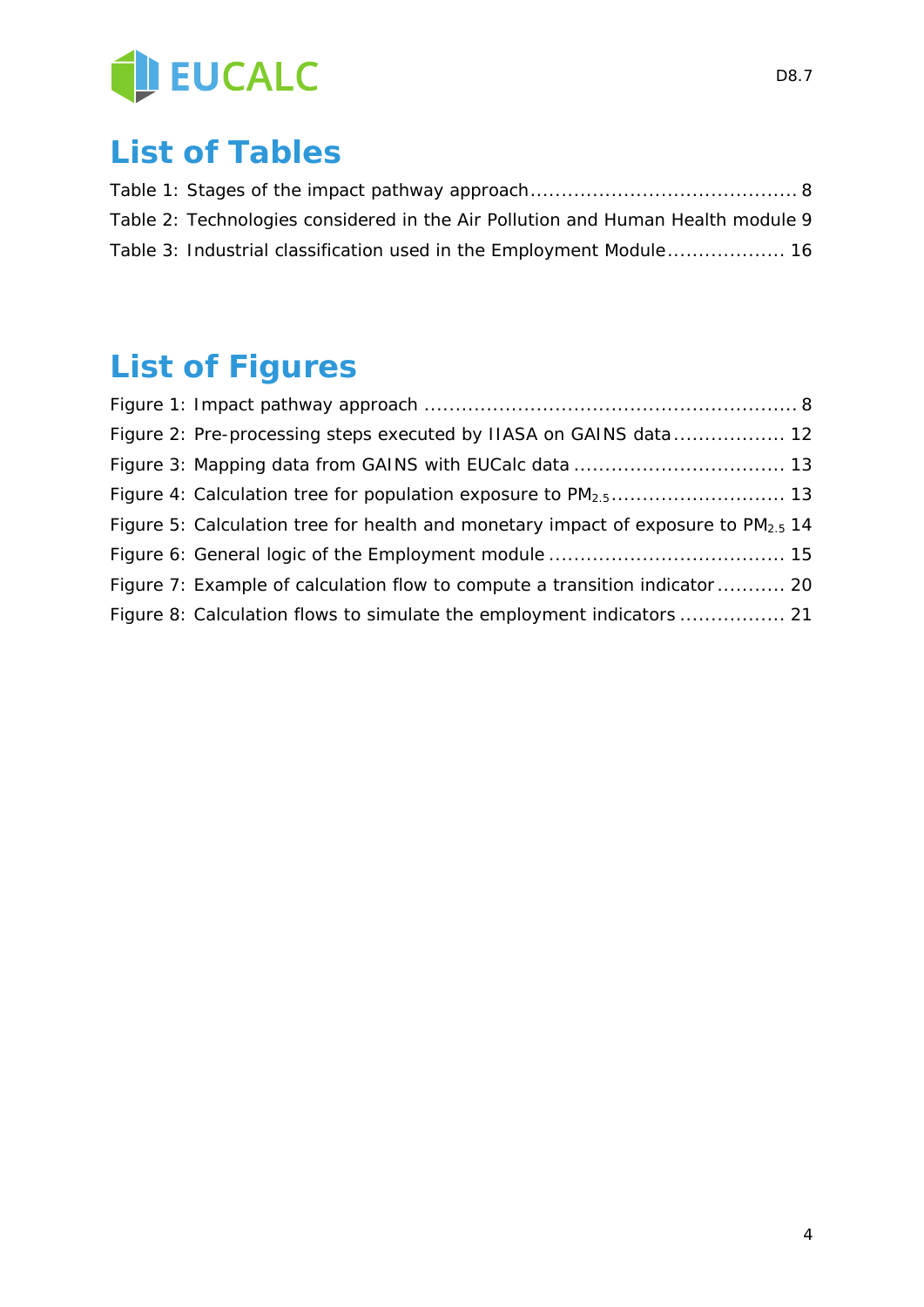# List of Tables

Table 1: Stages of the impact pathway approach .......................................... 8

Table 2: Technologies considered in the Air Pollution and Human Health module 9

Table 3: Industrial classification used in the Employment Module ................... 16

# List of Figures

Figure 1: Impact pathway approach ........................................................... 8

Figure 2: Pre-processing steps executed by IIASA on GAINS data .................. 12

Figure 3: Mapping data from GAINS with EUCalc data ................................. 13

Figure 4: Calculation tree for population exposure to $PM_{2.5}$ ............................ 13

Figure 5: Calculation tree for health and monetary impact of exposure to $PM_{2.5}$ 14

Figure 6: General logic of the Employment module ..................................... 15

Figure 7: Example of calculation flow to compute a transition indicator ........... 20

Figure 8: Calculation flows to simulate the employment indicators ................. 21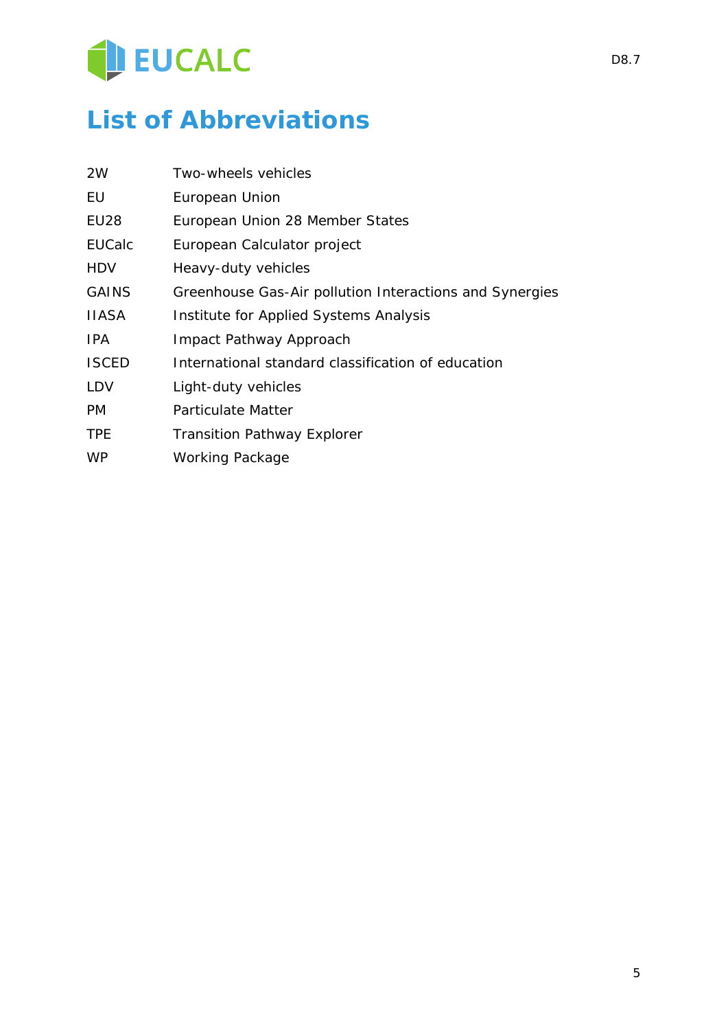# List of Abbreviations

| | |
|---|---|
| 2W | Two-wheels vehicles |
| EU | European Union |
| EU28 | European Union 28 Member States |
| EUCalc | European Calculator project |
| HDV | Heavy-duty vehicles |
| GAINS | Greenhouse Gas-Air pollution Interactions and Synergies |
| IIASA | Institute for Applied Systems Analysis |
| IPA | Impact Pathway Approach |
| ISCED | International standard classification of education |
| LDV | Light-duty vehicles |
| PM | Particulate Matter |
| TPE | Transition Pathway Explorer |
| WP | Working Package |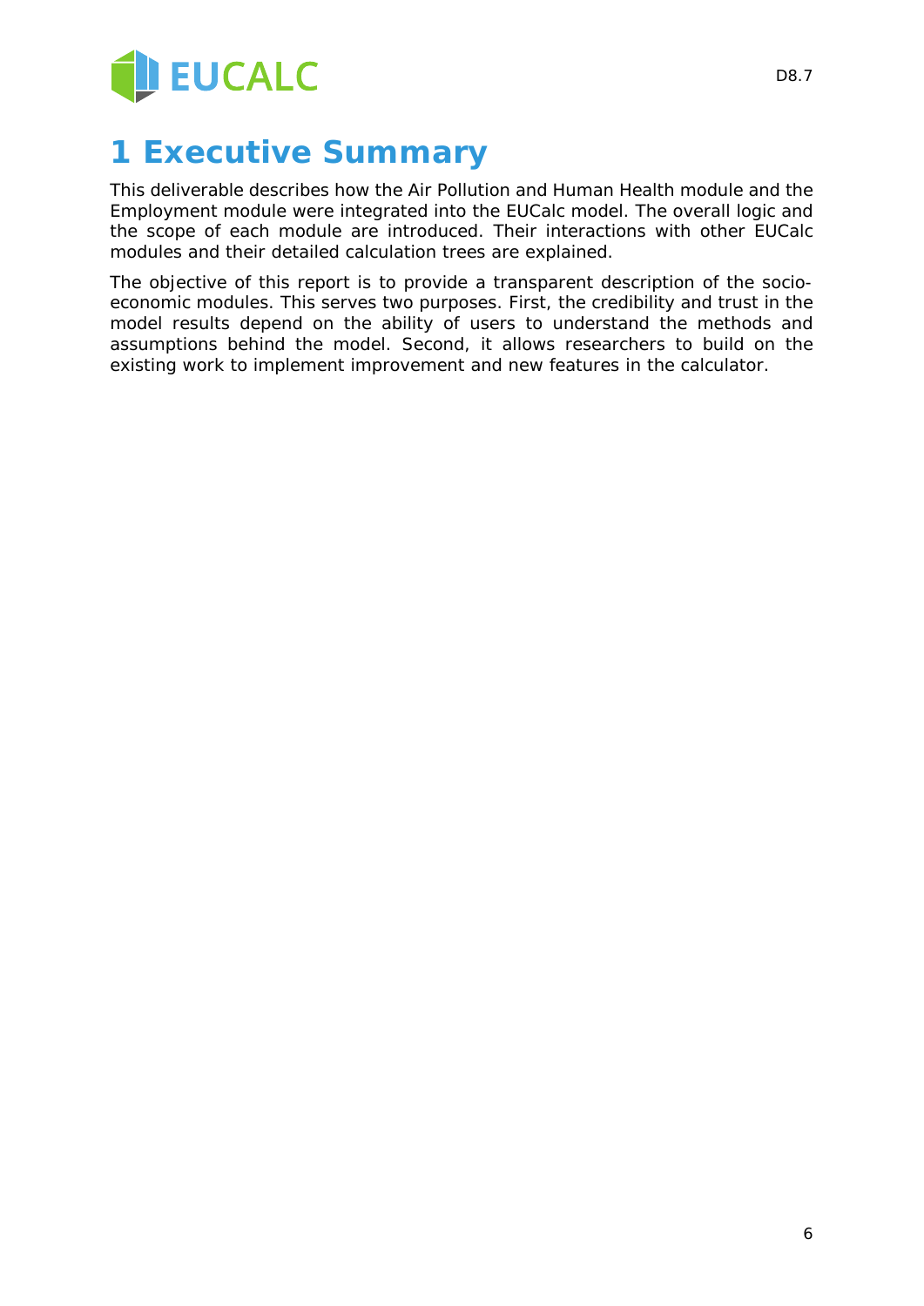# 1 Executive Summary

This deliverable describes how the Air Pollution and Human Health module and the Employment module were integrated into the EUCalc model. The overall logic and the scope of each module are introduced. Their interactions with other EUCalc modules and their detailed calculation trees are explained.

The objective of this report is to provide a transparent description of the socio-economic modules. This serves two purposes. First, the credibility and trust in the model results depend on the ability of users to understand the methods and assumptions behind the model. Second, it allows researchers to build on the existing work to implement improvement and new features in the calculator.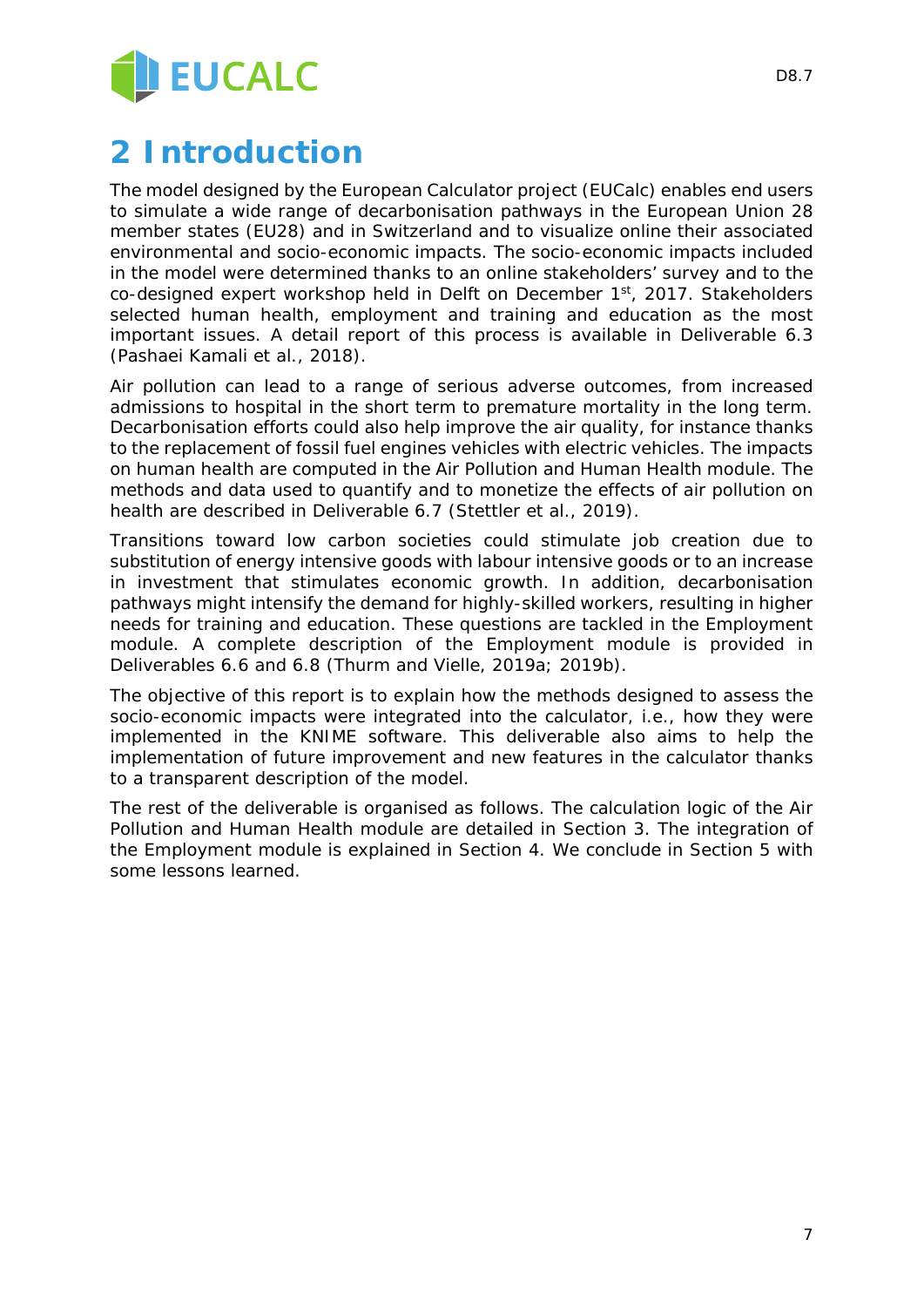# 2 Introduction

The model designed by the European Calculator project (EUCalc) enables end users to simulate a wide range of decarbonisation pathways in the European Union 28 member states (EU28) and in Switzerland and to visualize online their associated environmental and socio-economic impacts. The socio-economic impacts included in the model were determined thanks to an online stakeholders' survey and to the co-designed expert workshop held in Delft on December 1st, 2017. Stakeholders selected human health, employment and training and education as the most important issues. A detail report of this process is available in Deliverable 6.3 (Pashaei Kamali et al., 2018).

Air pollution can lead to a range of serious adverse outcomes, from increased admissions to hospital in the short term to premature mortality in the long term. Decarbonisation efforts could also help improve the air quality, for instance thanks to the replacement of fossil fuel engines vehicles with electric vehicles. The impacts on human health are computed in the Air Pollution and Human Health module. The methods and data used to quantify and to monetize the effects of air pollution on health are described in Deliverable 6.7 (Stettler et al., 2019).

Transitions toward low carbon societies could stimulate job creation due to substitution of energy intensive goods with labour intensive goods or to an increase in investment that stimulates economic growth. In addition, decarbonisation pathways might intensify the demand for highly-skilled workers, resulting in higher needs for training and education. These questions are tackled in the Employment module. A complete description of the Employment module is provided in Deliverables 6.6 and 6.8 (Thurm and Vielle, 2019a; 2019b).

The objective of this report is to explain how the methods designed to assess the socio-economic impacts were integrated into the calculator, i.e., how they were implemented in the KNIME software. This deliverable also aims to help the implementation of future improvement and new features in the calculator thanks to a transparent description of the model.

The rest of the deliverable is organised as follows. The calculation logic of the Air Pollution and Human Health module are detailed in Section 3. The integration of the Employment module is explained in Section 4. We conclude in Section 5 with some lessons learned.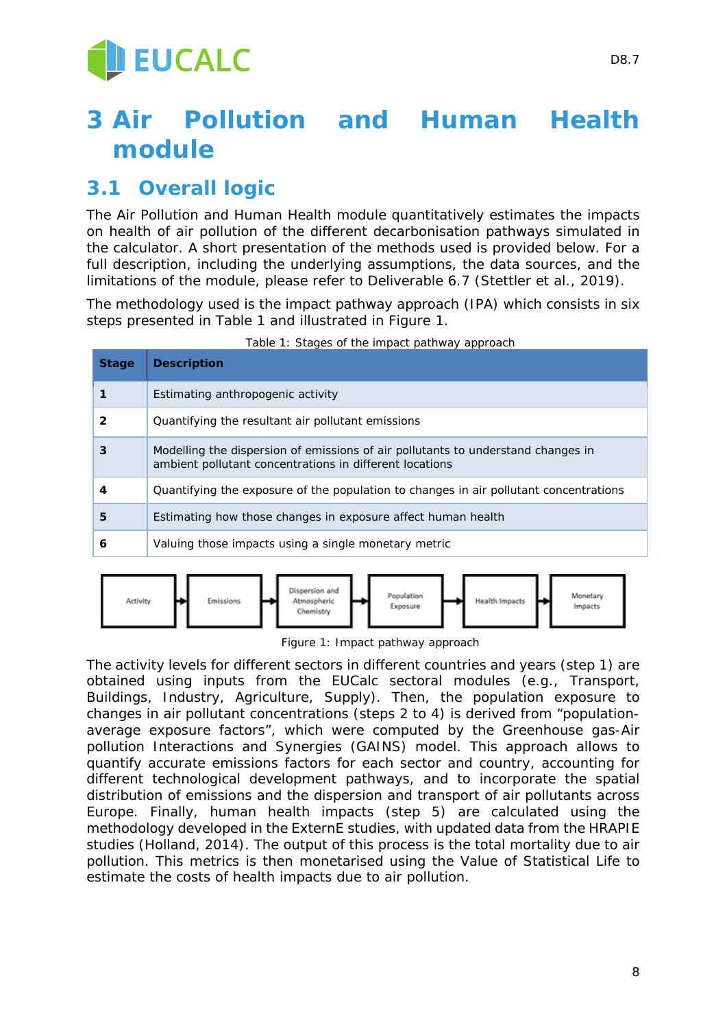# 3 Air Pollution and Human Health module

## 3.1 Overall logic

The Air Pollution and Human Health module quantitatively estimates the impacts on health of air pollution of the different decarbonisation pathways simulated in the calculator. A short presentation of the methods used is provided below. For a full description, including the underlying assumptions, the data sources, and the limitations of the module, please refer to Deliverable 6.7 (Stettler et al., 2019).

The methodology used is the impact pathway approach (IPA) which consists in six steps presented in Table 1 and illustrated in Figure 1.

Table 1: Stages of the impact pathway approach

| Stage | Description |
|---|---|
| **1** | Estimating anthropogenic activity |
| **2** | Quantifying the resultant air pollutant emissions |
| **3** | Modelling the dispersion of emissions of air pollutants to understand changes in ambient pollutant concentrations in different locations |
| **4** | Quantifying the exposure of the population to changes in air pollutant concentrations |
| **5** | Estimating how those changes in exposure affect human health |
| **6** | Valuing those impacts using a single monetary metric |

Activity → Emissions → Dispersion and Atmospheric Chemistry → Population Exposure → Health Impacts → Monetary Impacts

Figure 1: Impact pathway approach

The activity levels for different sectors in different countries and years (step 1) are obtained using inputs from the EUCalc sectoral modules (e.g., Transport, Buildings, Industry, Agriculture, Supply). Then, the population exposure to changes in air pollutant concentrations (steps 2 to 4) is derived from "population-average exposure factors", which were computed by the Greenhouse gas-Air pollution Interactions and Synergies (GAINS) model. This approach allows to quantify accurate emissions factors for each sector and country, accounting for different technological development pathways, and to incorporate the spatial distribution of emissions and the dispersion and transport of air pollutants across Europe. Finally, human health impacts (step 5) are calculated using the methodology developed in the ExternE studies, with updated data from the HRAPIE studies (Holland, 2014). The output of this process is the total mortality due to air pollution. This metrics is then monetarised using the Value of Statistical Life to estimate the costs of health impacts due to air pollution.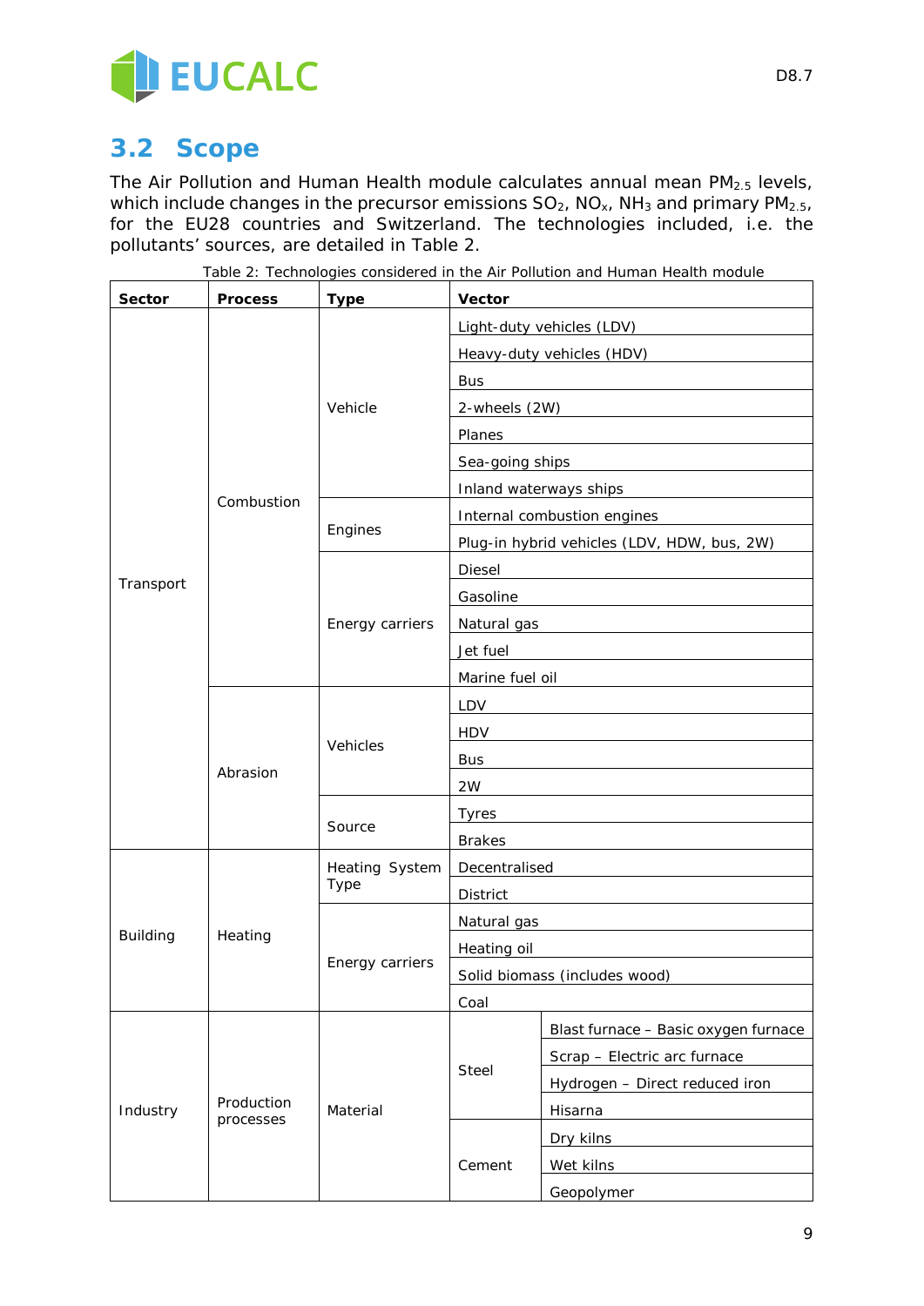## 3.2 Scope

The Air Pollution and Human Health module calculates annual mean $PM_{2.5}$ levels, which include changes in the precursor emissions $SO_2$, $NO_x$, $NH_3$ and primary $PM_{2.5}$, for the EU28 countries and Switzerland. The technologies included, i.e. the pollutants' sources, are detailed in Table 2.

Table 2: Technologies considered in the Air Pollution and Human Health module

| Sector | Process | Type | Vector | |
|---|---|---|---|---|
| Transport | Combustion | Vehicle | Light-duty vehicles (LDV) | |
| | | | Heavy-duty vehicles (HDV) | |
| | | | Bus | |
| | | | 2-wheels (2W) | |
| | | | Planes | |
| | | | Sea-going ships | |
| | | | Inland waterways ships | |
| | | Engines | Internal combustion engines | |
| | | | Plug-in hybrid vehicles (LDV, HDW, bus, 2W) | |
| | | Energy carriers | Diesel | |
| | | | Gasoline | |
| | | | Natural gas | |
| | | | Jet fuel | |
| | | | Marine fuel oil | |
| | Abrasion | Vehicles | LDV | |
| | | | HDV | |
| | | | Bus | |
| | | | 2W | |
| | | Source | Tyres | |
| | | | Brakes | |
| Building | Heating | Heating System Type | Decentralised | |
| | | | District | |
| | | Energy carriers | Natural gas | |
| | | | Heating oil | |
| | | | Solid biomass (includes wood) | |
| | | | Coal | |
| Industry | Production processes | Material | Steel | Blast furnace – Basic oxygen furnace |
| | | | | Scrap – Electric arc furnace |
| | | | | Hydrogen – Direct reduced iron |
| | | | | Hisarna |
| | | | Cement | Dry kilns |
| | | | | Wet kilns |
| | | | | Geopolymer |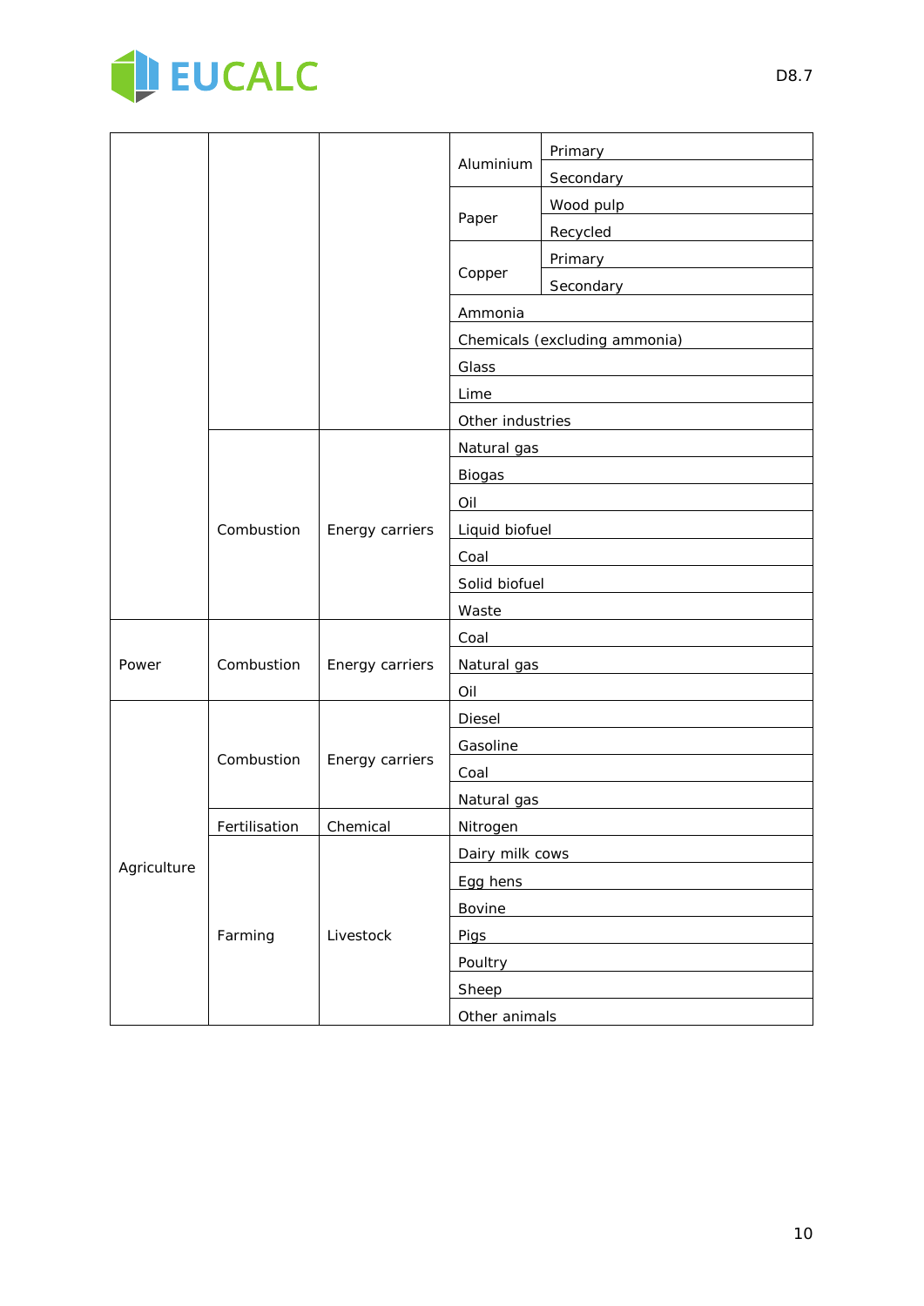| | | | | |
|---|---|---|---|---|
| | | | Aluminium | Primary |
| | | | | Secondary |
| | | | Paper | Wood pulp |
| | | | | Recycled |
| | | | Copper | Primary |
| | | | | Secondary |
| | | | Ammonia | |
| | | | Chemicals (excluding ammonia) | |
| | | | Glass | |
| | | | Lime | |
| | | | Other industries | |
| | Combustion | Energy carriers | Natural gas | |
| | | | Biogas | |
| | | | Oil | |
| | | | Liquid biofuel | |
| | | | Coal | |
| | | | Solid biofuel | |
| | | | Waste | |
| Power | Combustion | Energy carriers | Coal | |
| | | | Natural gas | |
| | | | Oil | |
| Agriculture | Combustion | Energy carriers | Diesel | |
| | | | Gasoline | |
| | | | Coal | |
| | | | Natural gas | |
| | Fertilisation | Chemical | Nitrogen | |
| | Farming | Livestock | Dairy milk cows | |
| | | | Egg hens | |
| | | | Bovine | |
| | | | Pigs | |
| | | | Poultry | |
| | | | Sheep | |
| | | | Other animals | |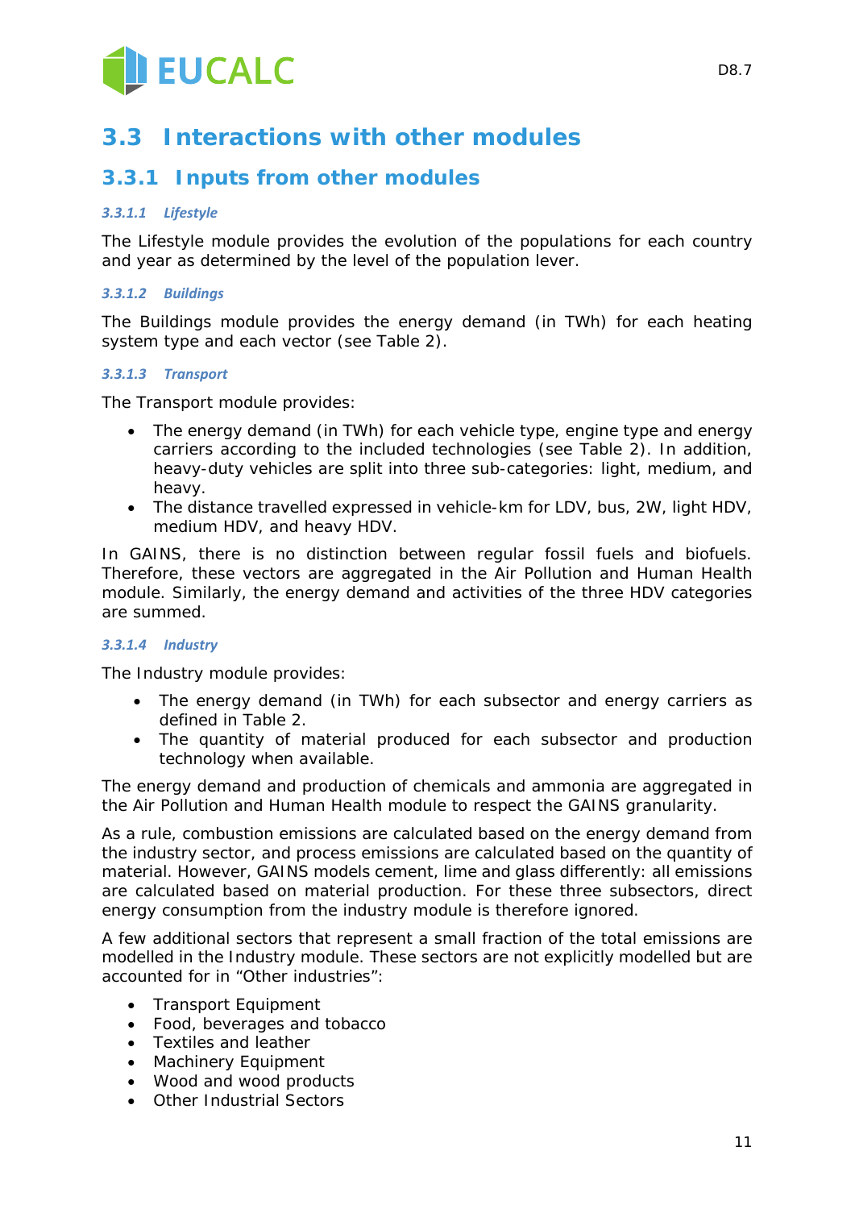## 3.3 Interactions with other modules

### 3.3.1 Inputs from other modules

#### *3.3.1.1 Lifestyle*

The Lifestyle module provides the evolution of the populations for each country and year as determined by the level of the population lever.

#### *3.3.1.2 Buildings*

The Buildings module provides the energy demand (in TWh) for each heating system type and each vector (see Table 2).

#### *3.3.1.3 Transport*

The Transport module provides:

- The energy demand (in TWh) for each vehicle type, engine type and energy carriers according to the included technologies (see Table 2). In addition, heavy-duty vehicles are split into three sub-categories: light, medium, and heavy.
- The distance travelled expressed in vehicle-km for LDV, bus, 2W, light HDV, medium HDV, and heavy HDV.

In GAINS, there is no distinction between regular fossil fuels and biofuels. Therefore, these vectors are aggregated in the Air Pollution and Human Health module. Similarly, the energy demand and activities of the three HDV categories are summed.

#### *3.3.1.4 Industry*

The Industry module provides:

- The energy demand (in TWh) for each subsector and energy carriers as defined in Table 2.
- The quantity of material produced for each subsector and production technology when available.

The energy demand and production of chemicals and ammonia are aggregated in the Air Pollution and Human Health module to respect the GAINS granularity.

As a rule, combustion emissions are calculated based on the energy demand from the industry sector, and process emissions are calculated based on the quantity of material. However, GAINS models cement, lime and glass differently: all emissions are calculated based on material production. For these three subsectors, direct energy consumption from the industry module is therefore ignored.

A few additional sectors that represent a small fraction of the total emissions are modelled in the Industry module. These sectors are not explicitly modelled but are accounted for in “Other industries”:

- Transport Equipment
- Food, beverages and tobacco
- Textiles and leather
- Machinery Equipment
- Wood and wood products
- Other Industrial Sectors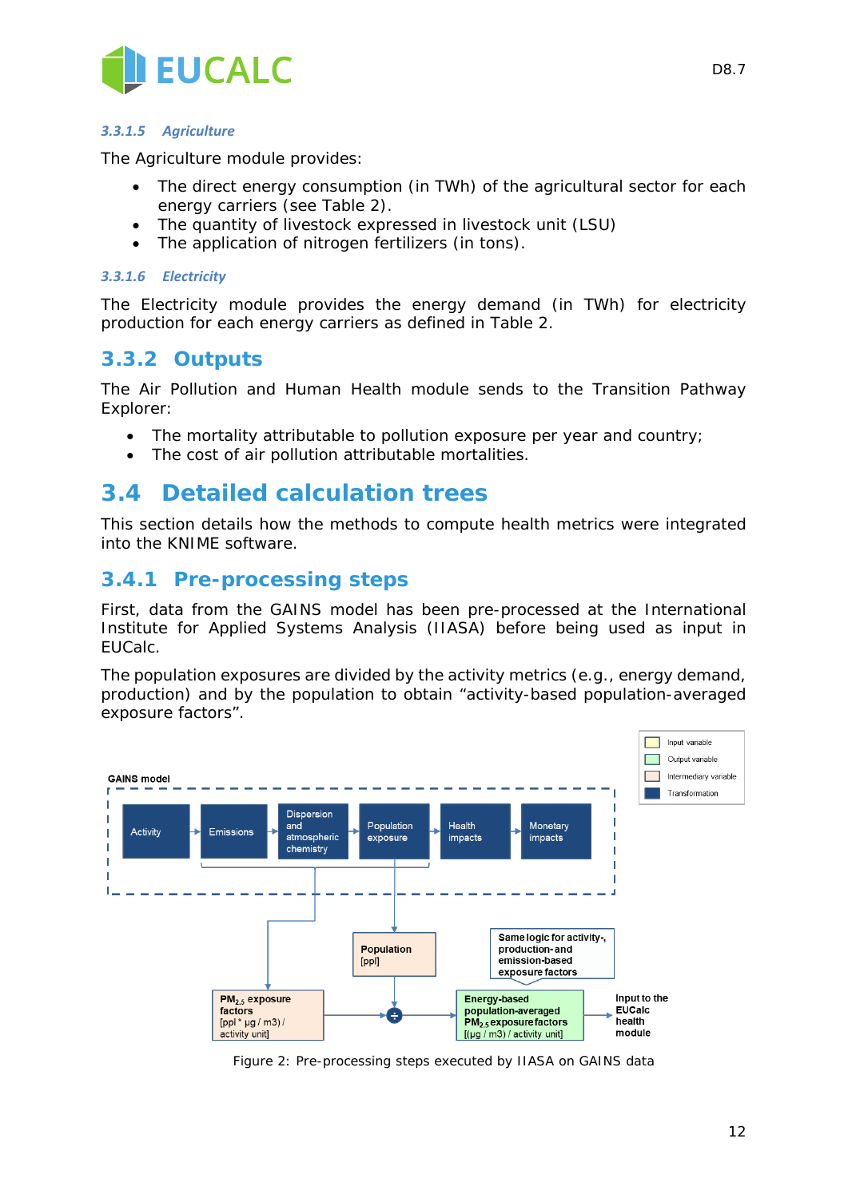#### 3.3.1.5 Agriculture

The Agriculture module provides:

- The direct energy consumption (in TWh) of the agricultural sector for each energy carriers (see Table 2).
- The quantity of livestock expressed in livestock unit (LSU)
- The application of nitrogen fertilizers (in tons).

#### 3.3.1.6 Electricity

The Electricity module provides the energy demand (in TWh) for electricity production for each energy carriers as defined in Table 2.

### 3.3.2 Outputs

The Air Pollution and Human Health module sends to the Transition Pathway Explorer:

- The mortality attributable to pollution exposure per year and country;
- The cost of air pollution attributable mortalities.

## 3.4 Detailed calculation trees

This section details how the methods to compute health metrics were integrated into the KNIME software.

### 3.4.1 Pre-processing steps

First, data from the GAINS model has been pre-processed at the International Institute for Applied Systems Analysis (IIASA) before being used as input in EUCalc.

The population exposures are divided by the activity metrics (e.g., energy demand, production) and by the population to obtain "activity-based population-averaged exposure factors".

Figure 2: Pre-processing steps executed by IIASA on GAINS data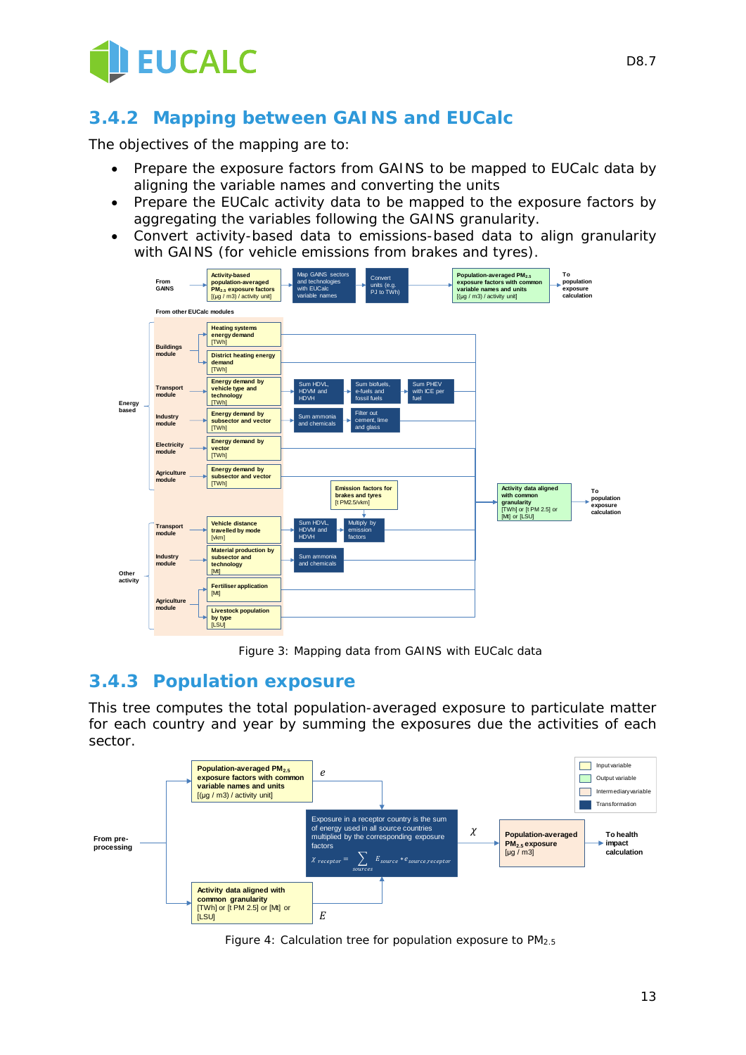### 3.4.2 Mapping between GAINS and EUCalc

The objectives of the mapping are to:

- Prepare the exposure factors from GAINS to be mapped to EUCalc data by aligning the variable names and converting the units
- Prepare the EUCalc activity data to be mapped to the exposure factors by aggregating the variables following the GAINS granularity.
- Convert activity-based data to emissions-based data to align granularity with GAINS (for vehicle emissions from brakes and tyres).

Figure 3: Mapping data from GAINS with EUCalc data

### 3.4.3 Population exposure

This tree computes the total population-averaged exposure to particulate matter for each country and year by summing the exposures due the activities of each sector.

Figure 4: Calculation tree for population exposure to $PM_{2.5}$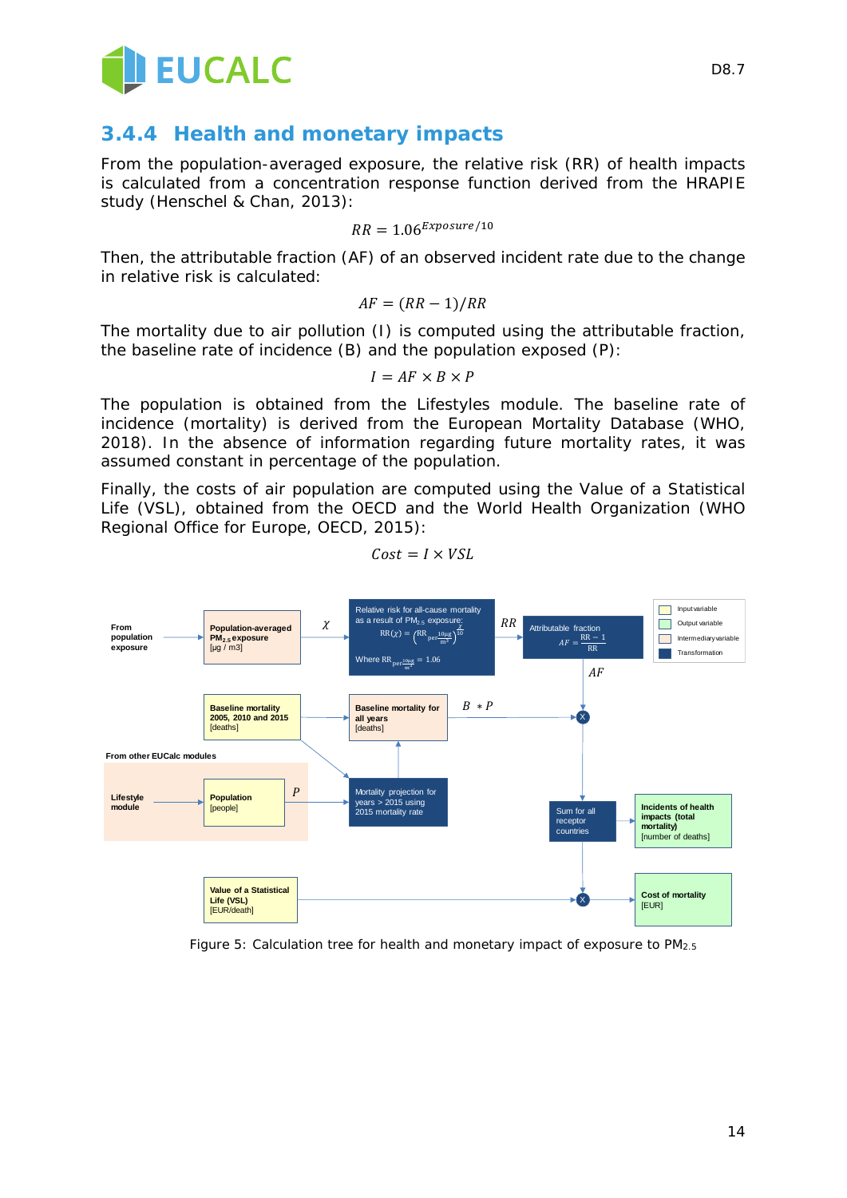### 3.4.4 Health and monetary impacts

From the population-averaged exposure, the relative risk (RR) of health impacts is calculated from a concentration response function derived from the HRAPIE study (Henschel & Chan, 2013):

$$RR = 1.06^{Exposure/10}$$

Then, the attributable fraction (AF) of an observed incident rate due to the change in relative risk is calculated:

$$AF = (RR - 1)/RR$$

The mortality due to air pollution (I) is computed using the attributable fraction, the baseline rate of incidence (B) and the population exposed (P):

$$I = AF \times B \times P$$

The population is obtained from the Lifestyles module. The baseline rate of incidence (mortality) is derived from the European Mortality Database (WHO, 2018). In the absence of information regarding future mortality rates, it was assumed constant in percentage of the population.

Finally, the costs of air population are computed using the Value of a Statistical Life (VSL), obtained from the OECD and the World Health Organization (WHO Regional Office for Europe, OECD, 2015):

$$Cost = I \times VSL$$

Figure 5: Calculation tree for health and monetary impact of exposure to $PM_{2.5}$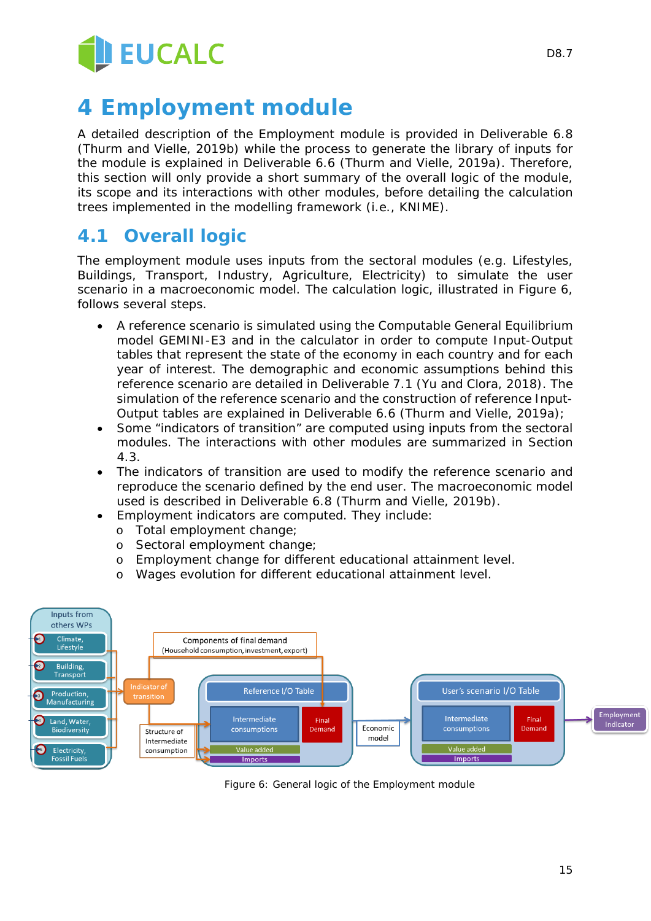# 4 Employment module

A detailed description of the Employment module is provided in Deliverable 6.8 (Thurm and Vielle, 2019b) while the process to generate the library of inputs for the module is explained in Deliverable 6.6 (Thurm and Vielle, 2019a). Therefore, this section will only provide a short summary of the overall logic of the module, its scope and its interactions with other modules, before detailing the calculation trees implemented in the modelling framework (i.e., KNIME).

## 4.1 Overall logic

The employment module uses inputs from the sectoral modules (e.g. Lifestyles, Buildings, Transport, Industry, Agriculture, Electricity) to simulate the user scenario in a macroeconomic model. The calculation logic, illustrated in Figure 6, follows several steps.

- A reference scenario is simulated using the Computable General Equilibrium model GEMINI-E3 and in the calculator in order to compute Input-Output tables that represent the state of the economy in each country and for each year of interest. The demographic and economic assumptions behind this reference scenario are detailed in Deliverable 7.1 (Yu and Clora, 2018). The simulation of the reference scenario and the construction of reference Input-Output tables are explained in Deliverable 6.6 (Thurm and Vielle, 2019a);
- Some "indicators of transition" are computed using inputs from the sectoral modules. The interactions with other modules are summarized in Section 4.3.
- The indicators of transition are used to modify the reference scenario and reproduce the scenario defined by the end user. The macroeconomic model used is described in Deliverable 6.8 (Thurm and Vielle, 2019b).
- Employment indicators are computed. They include:
  - o Total employment change;
  - o Sectoral employment change;
  - o Employment change for different educational attainment level.
  - o Wages evolution for different educational attainment level.

Figure 6: General logic of the Employment module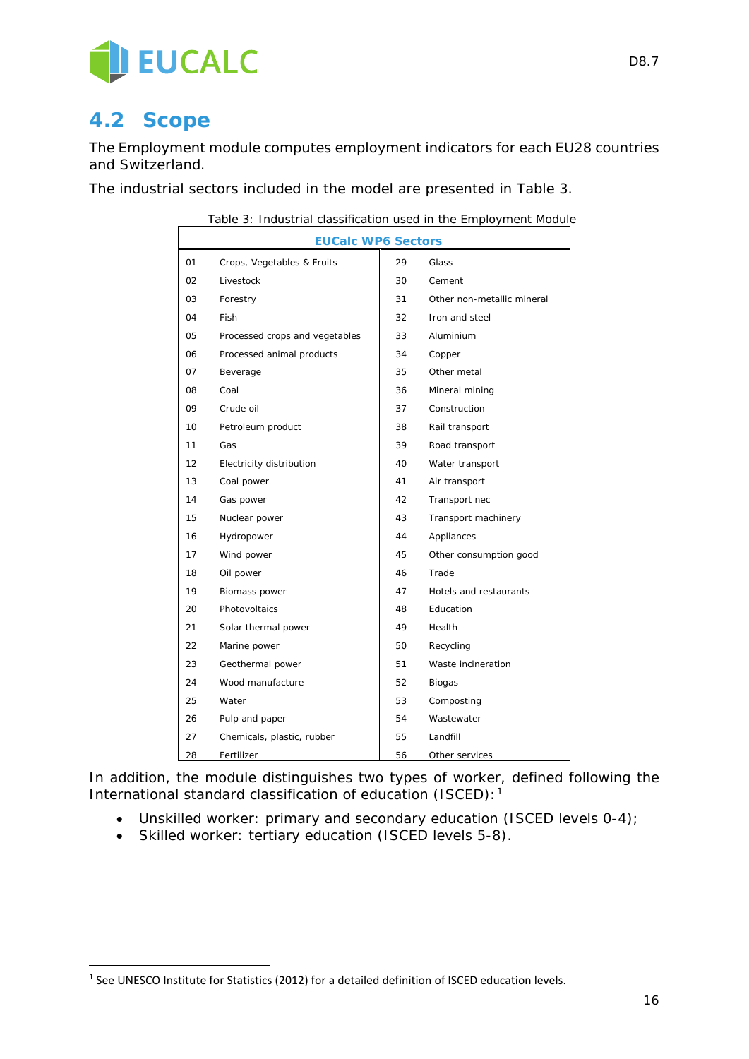## 4.2 Scope

The Employment module computes employment indicators for each EU28 countries and Switzerland.

The industrial sectors included in the model are presented in Table 3.

Table 3: Industrial classification used in the Employment Module

| EUCalc WP6 Sectors | | | |
|---|---|---|---|
| 01 | Crops, Vegetables & Fruits | 29 | Glass |
| 02 | Livestock | 30 | Cement |
| 03 | Forestry | 31 | Other non-metallic mineral |
| 04 | Fish | 32 | Iron and steel |
| 05 | Processed crops and vegetables | 33 | Aluminium |
| 06 | Processed animal products | 34 | Copper |
| 07 | Beverage | 35 | Other metal |
| 08 | Coal | 36 | Mineral mining |
| 09 | Crude oil | 37 | Construction |
| 10 | Petroleum product | 38 | Rail transport |
| 11 | Gas | 39 | Road transport |
| 12 | Electricity distribution | 40 | Water transport |
| 13 | Coal power | 41 | Air transport |
| 14 | Gas power | 42 | Transport nec |
| 15 | Nuclear power | 43 | Transport machinery |
| 16 | Hydropower | 44 | Appliances |
| 17 | Wind power | 45 | Other consumption good |
| 18 | Oil power | 46 | Trade |
| 19 | Biomass power | 47 | Hotels and restaurants |
| 20 | Photovoltaics | 48 | Education |
| 21 | Solar thermal power | 49 | Health |
| 22 | Marine power | 50 | Recycling |
| 23 | Geothermal power | 51 | Waste incineration |
| 24 | Wood manufacture | 52 | Biogas |
| 25 | Water | 53 | Composting |
| 26 | Pulp and paper | 54 | Wastewater |
| 27 | Chemicals, plastic, rubber | 55 | Landfill |
| 28 | Fertilizer | 56 | Other services |

In addition, the module distinguishes two types of worker, defined following the International standard classification of education (ISCED): [1]

- Unskilled worker: primary and secondary education (ISCED levels 0-4);
- Skilled worker: tertiary education (ISCED levels 5-8).

[1] See UNESCO Institute for Statistics (2012) for a detailed definition of ISCED education levels.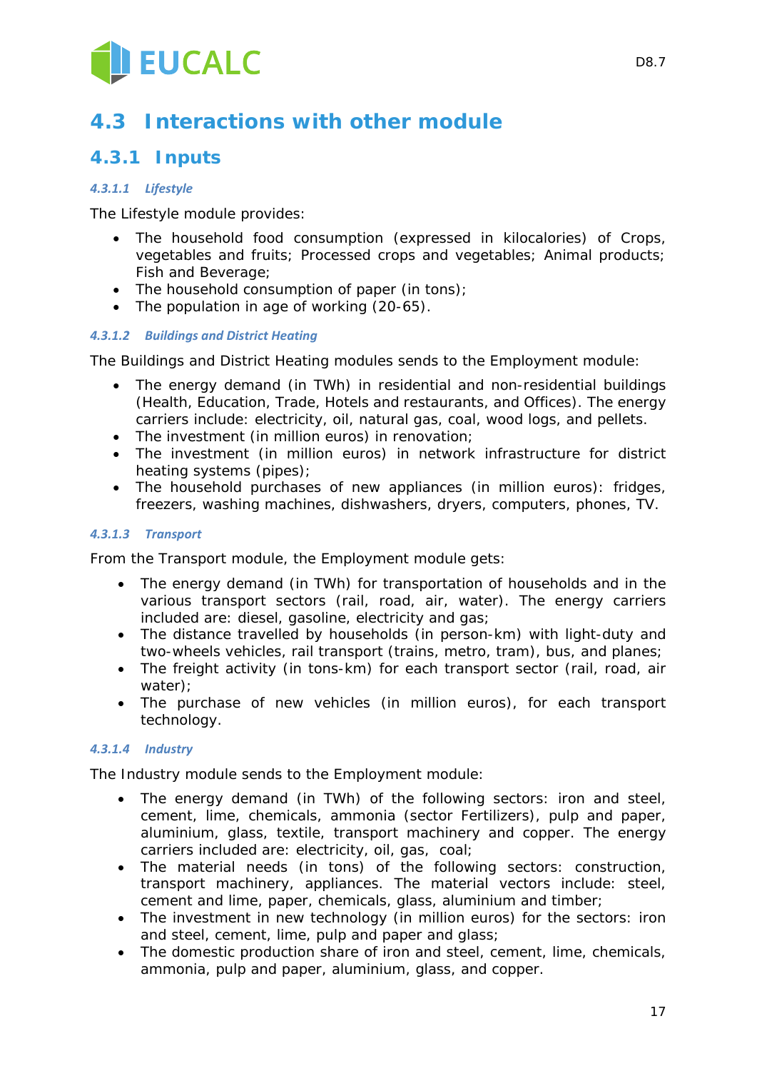## 4.3 Interactions with other module

### 4.3.1 Inputs

#### *4.3.1.1 Lifestyle*

The Lifestyle module provides:

- The household food consumption (expressed in kilocalories) of Crops, vegetables and fruits; Processed crops and vegetables; Animal products; Fish and Beverage;
- The household consumption of paper (in tons);
- The population in age of working (20-65).

#### *4.3.1.2 Buildings and District Heating*

The Buildings and District Heating modules sends to the Employment module:

- The energy demand (in TWh) in residential and non-residential buildings (Health, Education, Trade, Hotels and restaurants, and Offices). The energy carriers include: electricity, oil, natural gas, coal, wood logs, and pellets.
- The investment (in million euros) in renovation;
- The investment (in million euros) in network infrastructure for district heating systems (pipes);
- The household purchases of new appliances (in million euros): fridges, freezers, washing machines, dishwashers, dryers, computers, phones, TV.

#### *4.3.1.3 Transport*

From the Transport module, the Employment module gets:

- The energy demand (in TWh) for transportation of households and in the various transport sectors (rail, road, air, water). The energy carriers included are: diesel, gasoline, electricity and gas;
- The distance travelled by households (in person-km) with light-duty and two-wheels vehicles, rail transport (trains, metro, tram), bus, and planes;
- The freight activity (in tons-km) for each transport sector (rail, road, air water);
- The purchase of new vehicles (in million euros), for each transport technology.

#### *4.3.1.4 Industry*

The Industry module sends to the Employment module:

- The energy demand (in TWh) of the following sectors: iron and steel, cement, lime, chemicals, ammonia (sector Fertilizers), pulp and paper, aluminium, glass, textile, transport machinery and copper. The energy carriers included are: electricity, oil, gas, coal;
- The material needs (in tons) of the following sectors: construction, transport machinery, appliances. The material vectors include: steel, cement and lime, paper, chemicals, glass, aluminium and timber;
- The investment in new technology (in million euros) for the sectors: iron and steel, cement, lime, pulp and paper and glass;
- The domestic production share of iron and steel, cement, lime, chemicals, ammonia, pulp and paper, aluminium, glass, and copper.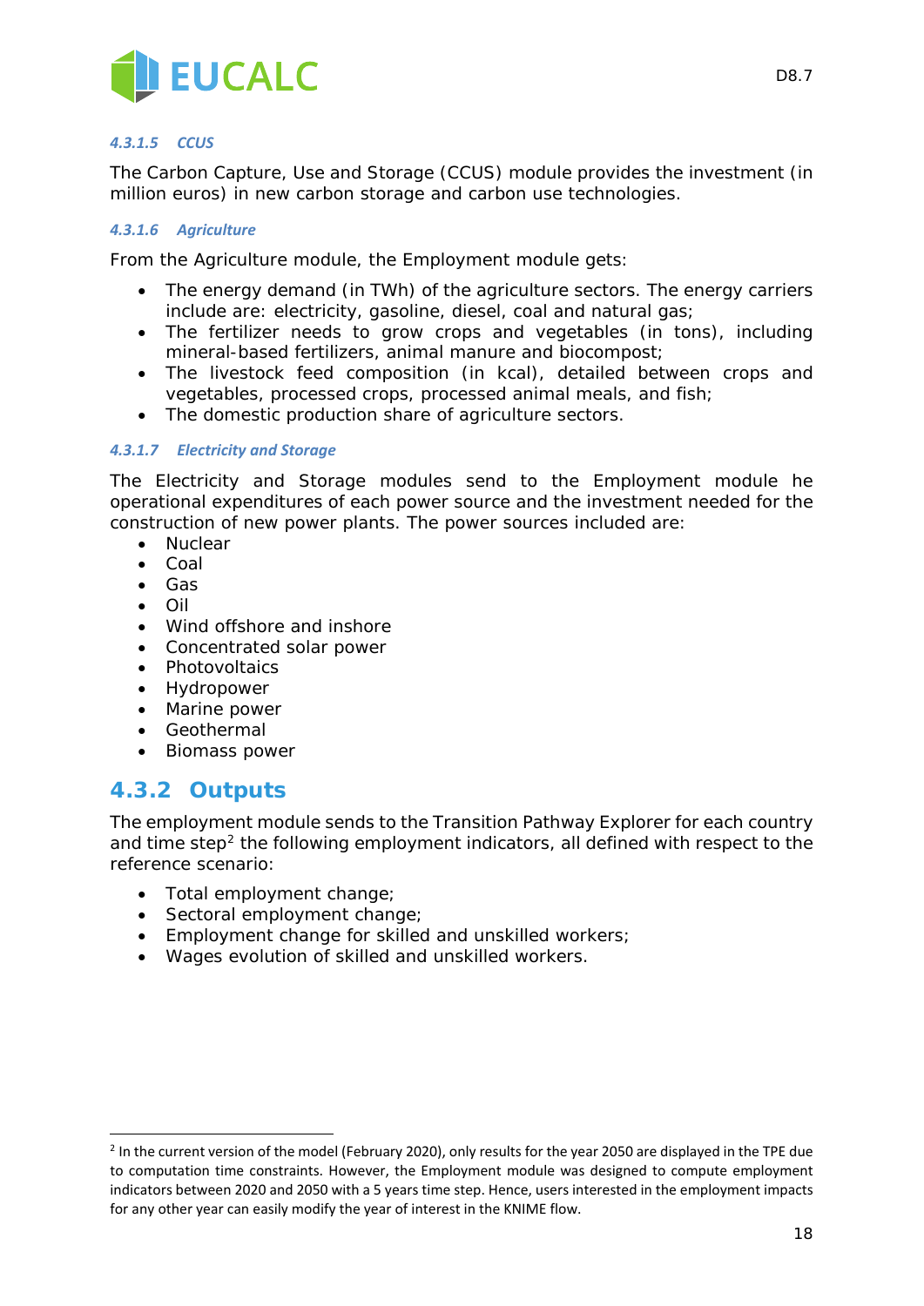#### 4.3.1.5 CCUS

The Carbon Capture, Use and Storage (CCUS) module provides the investment (in million euros) in new carbon storage and carbon use technologies.

#### 4.3.1.6 Agriculture

From the Agriculture module, the Employment module gets:

- The energy demand (in TWh) of the agriculture sectors. The energy carriers include are: electricity, gasoline, diesel, coal and natural gas;
- The fertilizer needs to grow crops and vegetables (in tons), including mineral-based fertilizers, animal manure and biocompost;
- The livestock feed composition (in kcal), detailed between crops and vegetables, processed crops, processed animal meals, and fish;
- The domestic production share of agriculture sectors.

#### 4.3.1.7 Electricity and Storage

The Electricity and Storage modules send to the Employment module he operational expenditures of each power source and the investment needed for the construction of new power plants. The power sources included are:

- Nuclear
- Coal
- Gas
- Oil
- Wind offshore and inshore
- Concentrated solar power
- Photovoltaics
- Hydropower
- Marine power
- Geothermal
- Biomass power

### 4.3.2 Outputs

The employment module sends to the Transition Pathway Explorer for each country and time step[2] the following employment indicators, all defined with respect to the reference scenario:

- Total employment change;
- Sectoral employment change;
- Employment change for skilled and unskilled workers;
- Wages evolution of skilled and unskilled workers.

---

[2] In the current version of the model (February 2020), only results for the year 2050 are displayed in the TPE due to computation time constraints. However, the Employment module was designed to compute employment indicators between 2020 and 2050 with a 5 years time step. Hence, users interested in the employment impacts for any other year can easily modify the year of interest in the KNIME flow.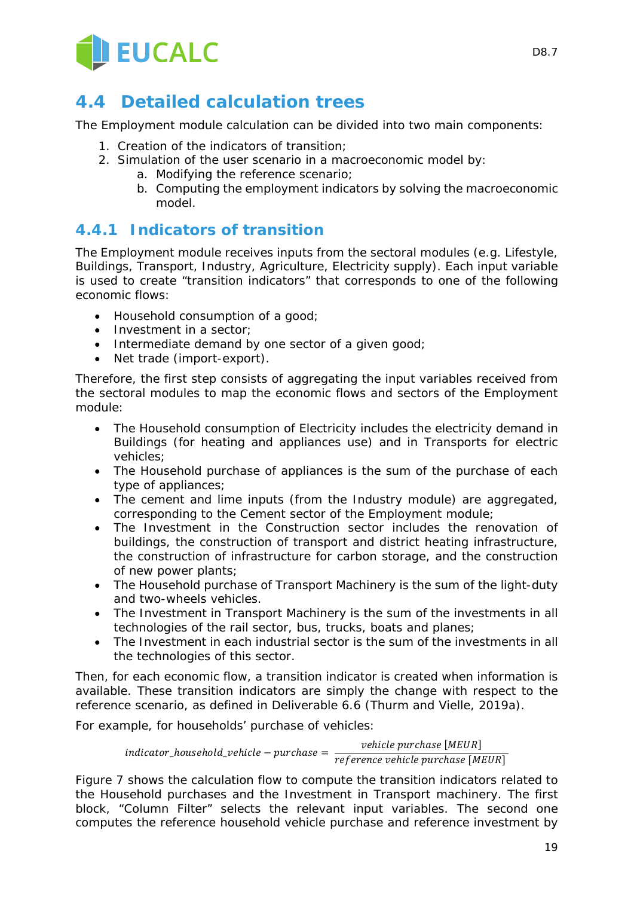## 4.4 Detailed calculation trees

The Employment module calculation can be divided into two main components:

1. Creation of the indicators of transition;
2. Simulation of the user scenario in a macroeconomic model by:
   a. Modifying the reference scenario;
   b. Computing the employment indicators by solving the macroeconomic model.

### 4.4.1 Indicators of transition

The Employment module receives inputs from the sectoral modules (e.g. Lifestyle, Buildings, Transport, Industry, Agriculture, Electricity supply). Each input variable is used to create "transition indicators" that corresponds to one of the following economic flows:

- Household consumption of a good;
- Investment in a sector;
- Intermediate demand by one sector of a given good;
- Net trade (import-export).

Therefore, the first step consists of aggregating the input variables received from the sectoral modules to map the economic flows and sectors of the Employment module:

- The Household consumption of Electricity includes the electricity demand in Buildings (for heating and appliances use) and in Transports for electric vehicles;
- The Household purchase of appliances is the sum of the purchase of each type of appliances;
- The cement and lime inputs (from the Industry module) are aggregated, corresponding to the Cement sector of the Employment module;
- The Investment in the Construction sector includes the renovation of buildings, the construction of transport and district heating infrastructure, the construction of infrastructure for carbon storage, and the construction of new power plants;
- The Household purchase of Transport Machinery is the sum of the light-duty and two-wheels vehicles.
- The Investment in Transport Machinery is the sum of the investments in all technologies of the rail sector, bus, trucks, boats and planes;
- The Investment in each industrial sector is the sum of the investments in all the technologies of this sector.

Then, for each economic flow, a transition indicator is created when information is available. These transition indicators are simply the change with respect to the reference scenario, as defined in Deliverable 6.6 (Thurm and Vielle, 2019a).

For example, for households' purchase of vehicles:

$$indicator\_household\_vehicle - purchase = \frac{vehicle\ purchase\ [MEUR]}{reference\ vehicle\ purchase\ [MEUR]}$$

Figure 7 shows the calculation flow to compute the transition indicators related to the Household purchases and the Investment in Transport machinery. The first block, "Column Filter" selects the relevant input variables. The second one computes the reference household vehicle purchase and reference investment by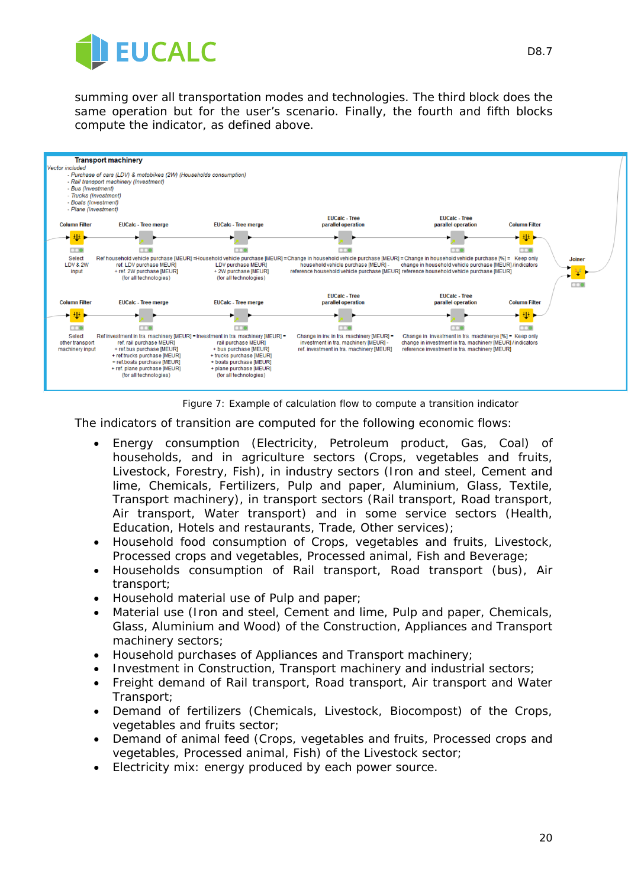summing over all transportation modes and technologies. The third block does the same operation but for the user's scenario. Finally, the fourth and fifth blocks compute the indicator, as defined above.

Figure 7: Example of calculation flow to compute a transition indicator

The indicators of transition are computed for the following economic flows:

- Energy consumption (Electricity, Petroleum product, Gas, Coal) of households, and in agriculture sectors (Crops, vegetables and fruits, Livestock, Forestry, Fish), in industry sectors (Iron and steel, Cement and lime, Chemicals, Fertilizers, Pulp and paper, Aluminium, Glass, Textile, Transport machinery), in transport sectors (Rail transport, Road transport, Air transport, Water transport) and in some service sectors (Health, Education, Hotels and restaurants, Trade, Other services);
- Household food consumption of Crops, vegetables and fruits, Livestock, Processed crops and vegetables, Processed animal, Fish and Beverage;
- Households consumption of Rail transport, Road transport (bus), Air transport;
- Household material use of Pulp and paper;
- Material use (Iron and steel, Cement and lime, Pulp and paper, Chemicals, Glass, Aluminium and Wood) of the Construction, Appliances and Transport machinery sectors;
- Household purchases of Appliances and Transport machinery;
- Investment in Construction, Transport machinery and industrial sectors;
- Freight demand of Rail transport, Road transport, Air transport and Water Transport;
- Demand of fertilizers (Chemicals, Livestock, Biocompost) of the Crops, vegetables and fruits sector;
- Demand of animal feed (Crops, vegetables and fruits, Processed crops and vegetables, Processed animal, Fish) of the Livestock sector;
- Electricity mix: energy produced by each power source.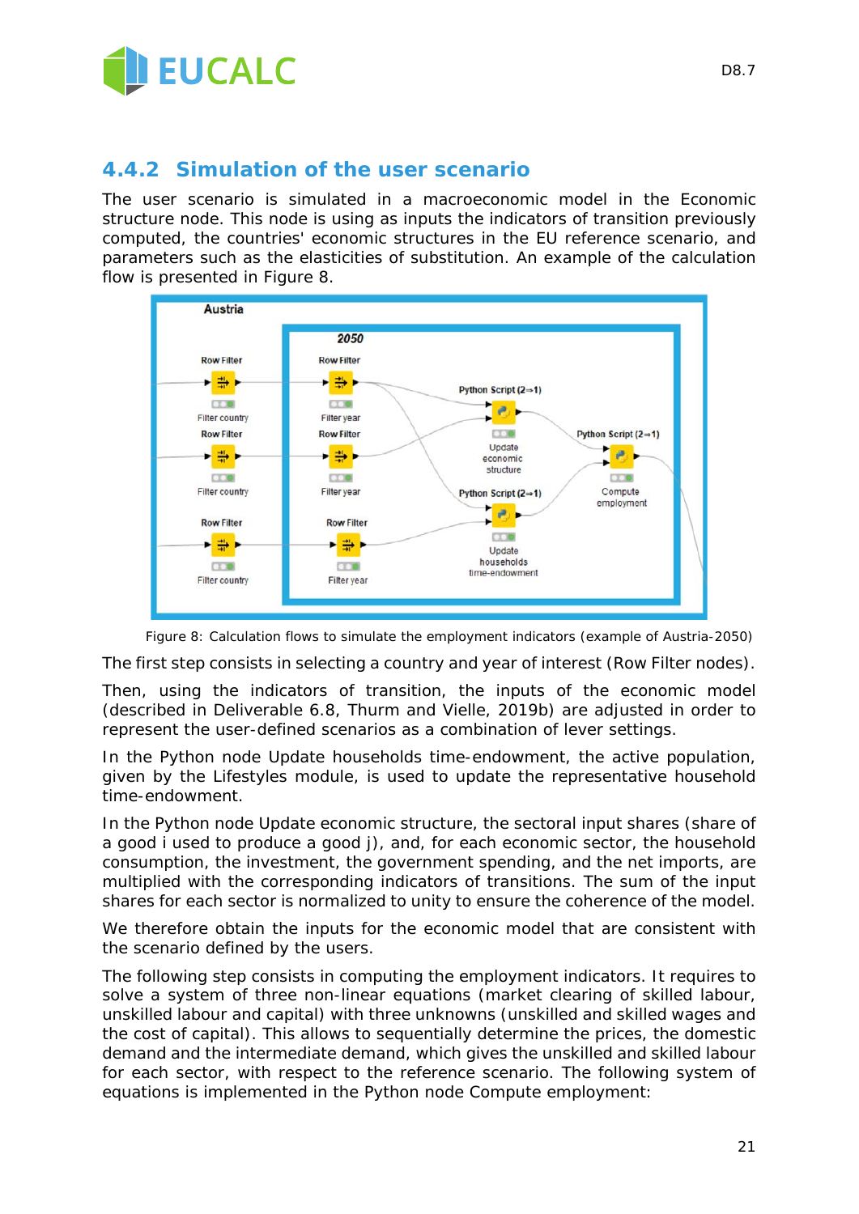### 4.4.2 Simulation of the user scenario

The user scenario is simulated in a macroeconomic model in the Economic structure node. This node is using as inputs the indicators of transition previously computed, the countries' economic structures in the EU reference scenario, and parameters such as the elasticities of substitution. An example of the calculation flow is presented in Figure 8.

Figure 8: Calculation flows to simulate the employment indicators (example of Austria-2050)

The first step consists in selecting a country and year of interest (Row Filter nodes).

Then, using the indicators of transition, the inputs of the economic model (described in Deliverable 6.8, Thurm and Vielle, 2019b) are adjusted in order to represent the user-defined scenarios as a combination of lever settings.

In the Python node Update households time-endowment, the active population, given by the Lifestyles module, is used to update the representative household time-endowment.

In the Python node Update economic structure, the sectoral input shares (share of a good i used to produce a good j), and, for each economic sector, the household consumption, the investment, the government spending, and the net imports, are multiplied with the corresponding indicators of transitions. The sum of the input shares for each sector is normalized to unity to ensure the coherence of the model.

We therefore obtain the inputs for the economic model that are consistent with the scenario defined by the users.

The following step consists in computing the employment indicators. It requires to solve a system of three non-linear equations (market clearing of skilled labour, unskilled labour and capital) with three unknowns (unskilled and skilled wages and the cost of capital). This allows to sequentially determine the prices, the domestic demand and the intermediate demand, which gives the unskilled and skilled labour for each sector, with respect to the reference scenario. The following system of equations is implemented in the Python node Compute employment: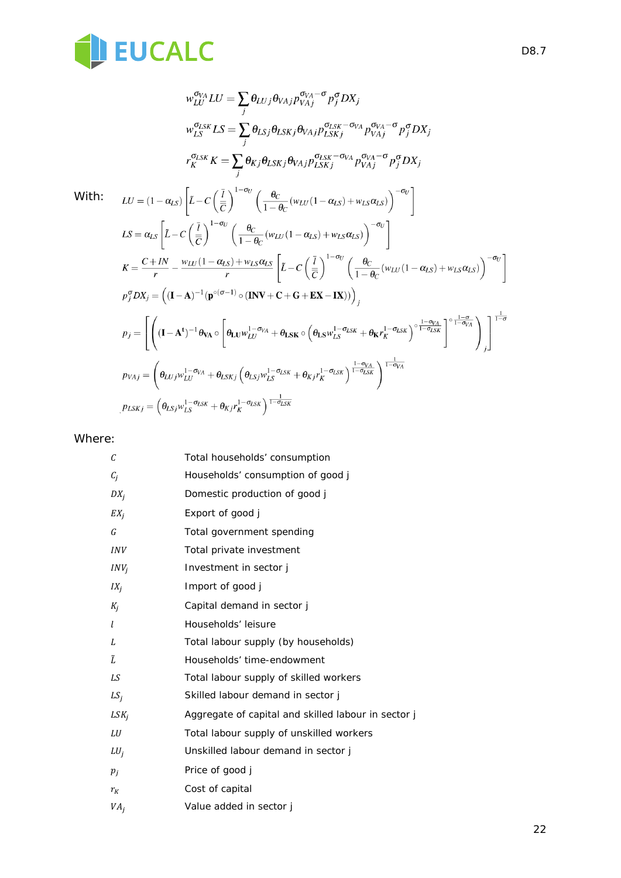$$w_{LU}^{\sigma_{VA}} LU = \sum_j \theta_{LU\,j} \theta_{VA\,j} p_{VA\,j}^{\sigma_{VA}-\sigma} p_j^{\sigma} DX_j$$

$$w_{LS}^{\sigma_{LSK}} LS = \sum_j \theta_{LS\,j} \theta_{LSK\,j} \theta_{VA\,j} p_{LSK\,j}^{\sigma_{LSK}-\sigma_{VA}} p_{VA\,j}^{\sigma_{VA}-\sigma} p_j^{\sigma} DX_j$$

$$r_K^{\sigma_{LSK}} K = \sum_j \theta_{K\,j} \theta_{LSK\,j} \theta_{VA\,j} p_{LSK\,j}^{\sigma_{LSK}-\sigma_{VA}} p_{VA\,j}^{\sigma_{VA}-\sigma} p_j^{\sigma} DX_j$$

With:

$$LU = (1-\alpha_{LS}) \left[ \tilde{L} - C \left( \frac{\bar{l}}{\bar{\bar{C}}} \right)^{1-\sigma_U} \left( \frac{\theta_C}{1-\theta_C} (w_{LU}(1-\alpha_{LS}) + w_{LS}\alpha_{LS}) \right)^{-\sigma_U} \right]$$

$$LS = \alpha_{LS} \left[ \tilde{L} - C \left( \frac{\bar{l}}{\bar{\bar{C}}} \right)^{1-\sigma_U} \left( \frac{\theta_C}{1-\theta_C} (w_{LU}(1-\alpha_{LS}) + w_{LS}\alpha_{LS}) \right)^{-\sigma_U} \right]$$

$$K = \frac{C+IN}{r} - \frac{w_{LU}(1-\alpha_{LS}) + w_{LS}\alpha_{LS}}{r} \left[ \tilde{L} - C \left( \frac{\bar{l}}{\bar{\bar{C}}} \right)^{1-\sigma_U} \left( \frac{\theta_C}{1-\theta_C} (w_{LU}(1-\alpha_{LS}) + w_{LS}\alpha_{LS}) \right)^{-\sigma_U} \right]$$

$$p_j^{\sigma} DX_j = \left( (\mathbf{I}-\mathbf{A})^{-1} (\mathbf{p}^{\circ(\sigma-1)} \circ (\mathbf{INV} + \mathbf{C} + \mathbf{G} + \mathbf{EX} - \mathbf{IX})) \right)_j$$

$$p_j = \left[ \left( (\mathbf{I}-\mathbf{A}^{\mathbf{t}})^{-1} \boldsymbol{\theta}_{\mathbf{VA}} \circ \left[ \boldsymbol{\theta}_{\mathbf{LU}} w_{LU}^{1-\sigma_{VA}} + \boldsymbol{\theta}_{\mathbf{LSK}} \circ \left( \boldsymbol{\theta}_{\mathbf{LS}} w_{LS}^{1-\sigma_{LSK}} + \boldsymbol{\theta}_{\mathbf{K}} r_K^{1-\sigma_{LSK}} \right)^{\circ \frac{1-\sigma_{VA}}{1-\sigma_{LSK}}} \right]^{\circ \frac{1-\sigma}{1-\sigma_{VA}}} \right)_j \right]^{\frac{1}{1-\sigma}}$$

$$p_{VA\,j} = \left( \theta_{LU\,j} w_{LU}^{1-\sigma_{VA}} + \theta_{LSK\,j} \left( \theta_{LS\,j} w_{LS}^{1-\sigma_{LSK}} + \theta_{K\,j} r_K^{1-\sigma_{LSK}} \right)^{\frac{1-\sigma_{VA}}{1-\sigma_{LSK}}} \right)^{\frac{1}{1-\sigma_{VA}}}$$

$$p_{LSK\,j} = \left( \theta_{LS\,j} w_{LS}^{1-\sigma_{LSK}} + \theta_{K\,j} r_K^{1-\sigma_{LSK}} \right)^{\frac{1}{1-\sigma_{LSK}}}$$

Where:

| | |
|---|---|
| $C$ | Total households' consumption |
| $C_j$ | Households' consumption of good j |
| $DX_j$ | Domestic production of good j |
| $EX_j$ | Export of good j |
| $G$ | Total government spending |
| $INV$ | Total private investment |
| $INV_j$ | Investment in sector j |
| $IX_j$ | Import of good j |
| $K_j$ | Capital demand in sector j |
| $l$ | Households' leisure |
| $L$ | Total labour supply (by households) |
| $\tilde{L}$ | Households' time-endowment |
| $LS$ | Total labour supply of skilled workers |
| $LS_j$ | Skilled labour demand in sector j |
| $LSK_j$ | Aggregate of capital and skilled labour in sector j |
| $LU$ | Total labour supply of unskilled workers |
| $LU_j$ | Unskilled labour demand in sector j |
| $p_j$ | Price of good j |
| $r_K$ | Cost of capital |
| $VA_j$ | Value added in sector j |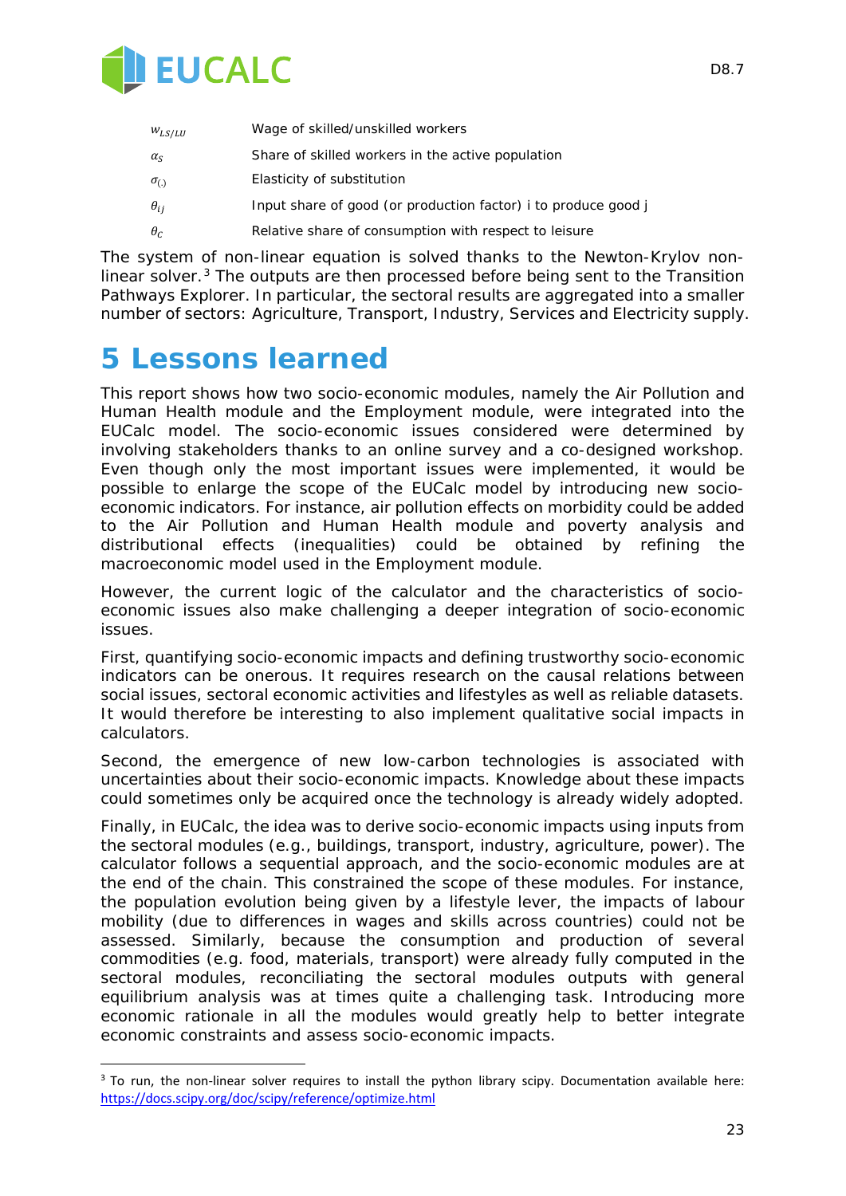| | |
|---|---|
| $w_{LS/LU}$ | Wage of skilled/unskilled workers |
| $\alpha_S$ | Share of skilled workers in the active population |
| $\sigma_{(.)}$ | Elasticity of substitution |
| $\theta_{ij}$ | Input share of good (or production factor) i to produce good j |
| $\theta_C$ | Relative share of consumption with respect to leisure |

The system of non-linear equation is solved thanks to the Newton-Krylov non-linear solver.[3] The outputs are then processed before being sent to the Transition Pathways Explorer. In particular, the sectoral results are aggregated into a smaller number of sectors: Agriculture, Transport, Industry, Services and Electricity supply.

# 5 Lessons learned

This report shows how two socio-economic modules, namely the Air Pollution and Human Health module and the Employment module, were integrated into the EUCalc model. The socio-economic issues considered were determined by involving stakeholders thanks to an online survey and a co-designed workshop. Even though only the most important issues were implemented, it would be possible to enlarge the scope of the EUCalc model by introducing new socio-economic indicators. For instance, air pollution effects on morbidity could be added to the Air Pollution and Human Health module and poverty analysis and distributional effects (inequalities) could be obtained by refining the macroeconomic model used in the Employment module.

However, the current logic of the calculator and the characteristics of socio-economic issues also make challenging a deeper integration of socio-economic issues.

First, quantifying socio-economic impacts and defining trustworthy socio-economic indicators can be onerous. It requires research on the causal relations between social issues, sectoral economic activities and lifestyles as well as reliable datasets. It would therefore be interesting to also implement qualitative social impacts in calculators.

Second, the emergence of new low-carbon technologies is associated with uncertainties about their socio-economic impacts. Knowledge about these impacts could sometimes only be acquired once the technology is already widely adopted.

Finally, in EUCalc, the idea was to derive socio-economic impacts using inputs from the sectoral modules (e.g., buildings, transport, industry, agriculture, power). The calculator follows a sequential approach, and the socio-economic modules are at the end of the chain. This constrained the scope of these modules. For instance, the population evolution being given by a lifestyle lever, the impacts of labour mobility (due to differences in wages and skills across countries) could not be assessed. Similarly, because the consumption and production of several commodities (e.g. food, materials, transport) were already fully computed in the sectoral modules, reconciliating the sectoral modules outputs with general equilibrium analysis was at times quite a challenging task. Introducing more economic rationale in all the modules would greatly help to better integrate economic constraints and assess socio-economic impacts.

---

[3] To run, the non-linear solver requires to install the python library scipy. Documentation available here: https://docs.scipy.org/doc/scipy/reference/optimize.html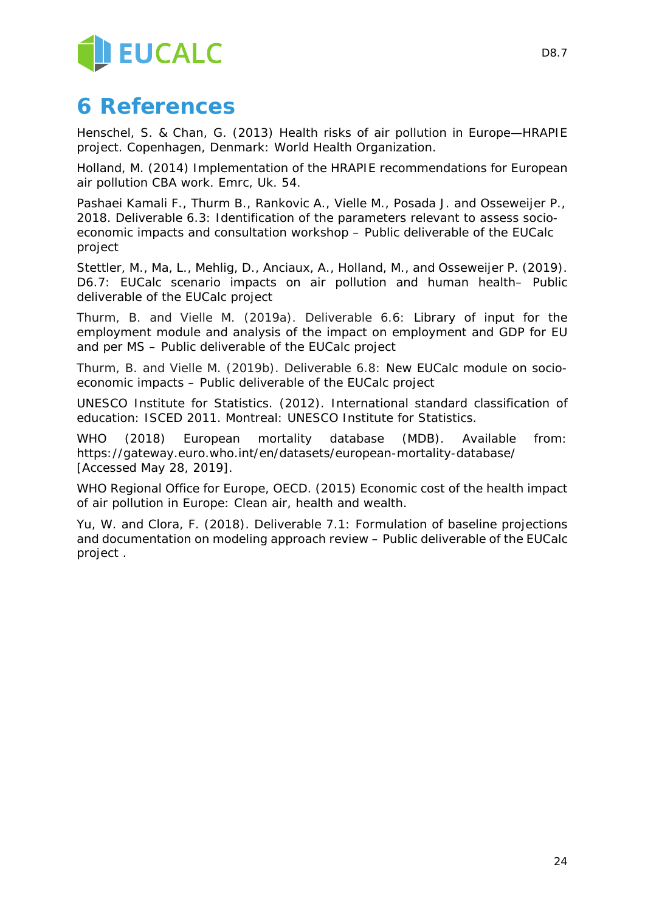# 6 References

Henschel, S. & Chan, G. (2013) Health risks of air pollution in Europe—HRAPIE project. Copenhagen, Denmark: World Health Organization.

Holland, M. (2014) Implementation of the HRAPIE recommendations for European air pollution CBA work. Emrc, Uk. 54.

Pashaei Kamali F., Thurm B., Rankovic A., Vielle M., Posada J. and Osseweijer P., 2018. Deliverable 6.3: Identification of the parameters relevant to assess socio-economic impacts and consultation workshop – Public deliverable of the EUCalc project

Stettler, M., Ma, L., Mehlig, D., Anciaux, A., Holland, M., and Osseweijer P. (2019). D6.7: EUCalc scenario impacts on air pollution and human health– Public deliverable of the EUCalc project

Thurm, B. and Vielle M. (2019a). Deliverable 6.6: Library of input for the employment module and analysis of the impact on employment and GDP for EU and per MS – Public deliverable of the EUCalc project

Thurm, B. and Vielle M. (2019b). Deliverable 6.8: New EUCalc module on socio-economic impacts – Public deliverable of the EUCalc project

UNESCO Institute for Statistics. (2012). International standard classification of education: ISCED 2011. Montreal: UNESCO Institute for Statistics.

WHO (2018) European mortality database (MDB). Available from: https://gateway.euro.who.int/en/datasets/european-mortality-database/ [Accessed May 28, 2019].

WHO Regional Office for Europe, OECD. (2015) Economic cost of the health impact of air pollution in Europe: Clean air, health and wealth.

Yu, W. and Clora, F. (2018). Deliverable 7.1: Formulation of baseline projections and documentation on modeling approach review – Public deliverable of the EUCalc project .